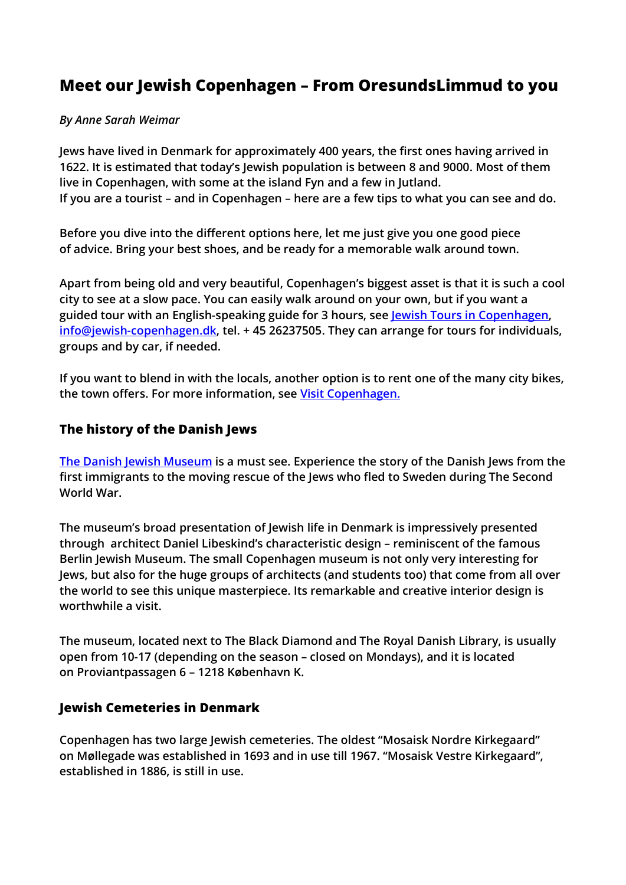# Meet our Jewish Copenhagen – From OresundsLimmud to you

*By Anne Sarah Weimar*

Jews have lived in Denmark for approximately 400 years, the first ones having arrived in 1622. It is estimated that today's Jewish population is between 8 and 9000. Most of them live in Copenhagen, with some at the island Fyn and a few in Jutland.
If you are a tourist – and in Copenhagen – here are a few tips to what you can see and do.

Before you dive into the different options here, let me just give you one good piece of advice. Bring your best shoes, and be ready for a memorable walk around town.

Apart from being old and very beautiful, Copenhagen's biggest asset is that it is such a cool city to see at a slow pace. You can easily walk around on your own, but if you want a guided tour with an English-speaking guide for 3 hours, see [Jewish Tours in Copenhagen](), [info@jewish-copenhagen.dk](mailto:info@jewish-copenhagen.dk), tel. + 45 26237505. They can arrange for tours for individuals, groups and by car, if needed.

If you want to blend in with the locals, another option is to rent one of the many city bikes, the town offers. For more information, see [Visit Copenhagen.]()

## The history of the Danish Jews

[The Danish Jewish Museum]() is a must see. Experience the story of the Danish Jews from the first immigrants to the moving rescue of the Jews who fled to Sweden during The Second World War.

The museum's broad presentation of Jewish life in Denmark is impressively presented through architect Daniel Libeskind's characteristic design – reminiscent of the famous Berlin Jewish Museum. The small Copenhagen museum is not only very interesting for Jews, but also for the huge groups of architects (and students too) that come from all over the world to see this unique masterpiece. Its remarkable and creative interior design is worthwhile a visit.

The museum, located next to The Black Diamond and The Royal Danish Library, is usually open from 10-17 (depending on the season – closed on Mondays), and it is located on Proviantpassagen 6 – 1218 København K.

## Jewish Cemeteries in Denmark

Copenhagen has two large Jewish cemeteries. The oldest "Mosaisk Nordre Kirkegaard" on Møllegade was established in 1693 and in use till 1967. "Mosaisk Vestre Kirkegaard", established in 1886, is still in use.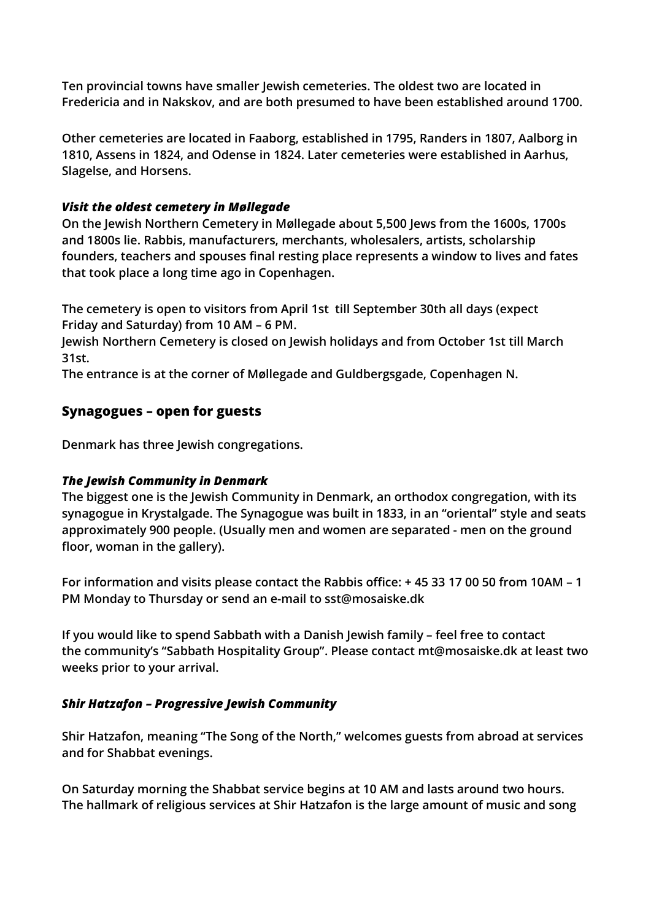**Ten provincial towns have smaller Jewish cemeteries. The oldest two are located in Fredericia and in Nakskov, and are both presumed to have been established around 1700.**

**Other cemeteries are located in Faaborg, established in 1795, Randers in 1807, Aalborg in 1810, Assens in 1824, and Odense in 1824. Later cemeteries were established in Aarhus, Slagelse, and Horsens.**

***Visit the oldest cemetery in Møllegade***

**On the Jewish Northern Cemetery in Møllegade about 5,500 Jews from the 1600s, 1700s and 1800s lie. Rabbis, manufacturers, merchants, wholesalers, artists, scholarship founders, teachers and spouses final resting place represents a window to lives and fates that took place a long time ago in Copenhagen.**

**The cemetery is open to visitors from April 1st till September 30th all days (expect Friday and Saturday) from 10 AM – 6 PM.**
**Jewish Northern Cemetery is closed on Jewish holidays and from October 1st till March 31st.**
**The entrance is at the corner of Møllegade and Guldbergsgade, Copenhagen N.**

## Synagogues – open for guests

**Denmark has three Jewish congregations.**

***The Jewish Community in Denmark***

**The biggest one is the Jewish Community in Denmark, an orthodox congregation, with its synagogue in Krystalgade. The Synagogue was built in 1833, in an "oriental" style and seats approximately 900 people. (Usually men and women are separated - men on the ground floor, woman in the gallery).**

**For information and visits please contact the Rabbis office: + 45 33 17 00 50 from 10AM – 1 PM Monday to Thursday or send an e-mail to sst@mosaiske.dk**

**If you would like to spend Sabbath with a Danish Jewish family – feel free to contact the community's "Sabbath Hospitality Group". Please contact mt@mosaiske.dk at least two weeks prior to your arrival.**

***Shir Hatzafon – Progressive Jewish Community***

**Shir Hatzafon, meaning "The Song of the North," welcomes guests from abroad at services and for Shabbat evenings.**

**On Saturday morning the Shabbat service begins at 10 AM and lasts around two hours. The hallmark of religious services at Shir Hatzafon is the large amount of music and song**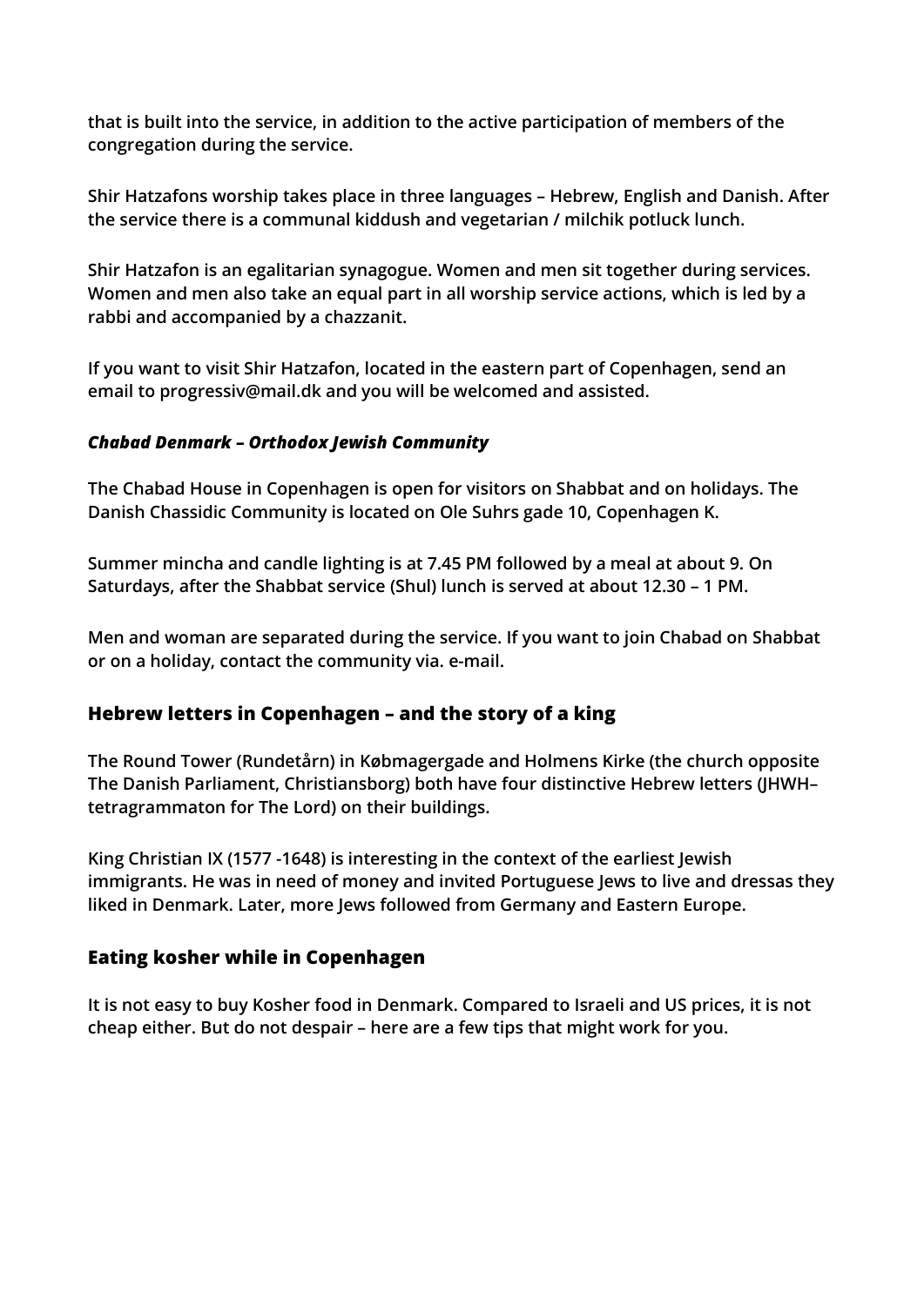**that is built into the service, in addition to the active participation of members of the congregation during the service.**

**Shir Hatzafons worship takes place in three languages – Hebrew, English and Danish. After the service there is a communal kiddush and vegetarian / milchik potluck lunch.**

**Shir Hatzafon is an egalitarian synagogue. Women and men sit together during services. Women and men also take an equal part in all worship service actions, which is led by a rabbi and accompanied by a chazzanit.**

**If you want to visit Shir Hatzafon, located in the eastern part of Copenhagen, send an email to progressiv@mail.dk and you will be welcomed and assisted.**

***Chabad Denmark – Orthodox Jewish Community***

**The Chabad House in Copenhagen is open for visitors on Shabbat and on holidays. The Danish Chassidic Community is located on Ole Suhrs gade 10, Copenhagen K.**

**Summer mincha and candle lighting is at 7.45 PM followed by a meal at about 9. On Saturdays, after the Shabbat service (Shul) lunch is served at about 12.30 – 1 PM.**

**Men and woman are separated during the service. If you want to join Chabad on Shabbat or on a holiday, contact the community via. e-mail.**

## Hebrew letters in Copenhagen – and the story of a king

**The Round Tower (Rundetårn) in Købmagergade and Holmens Kirke (the church opposite The Danish Parliament, Christiansborg) both have four distinctive Hebrew letters (JHWH– tetragrammaton for The Lord) on their buildings.**

**King Christian IX (1577 -1648) is interesting in the context of the earliest Jewish immigrants. He was in need of money and invited Portuguese Jews to live and dressas they liked in Denmark. Later, more Jews followed from Germany and Eastern Europe.**

## Eating kosher while in Copenhagen

**It is not easy to buy Kosher food in Denmark. Compared to Israeli and US prices, it is not cheap either. But do not despair – here are a few tips that might work for you.**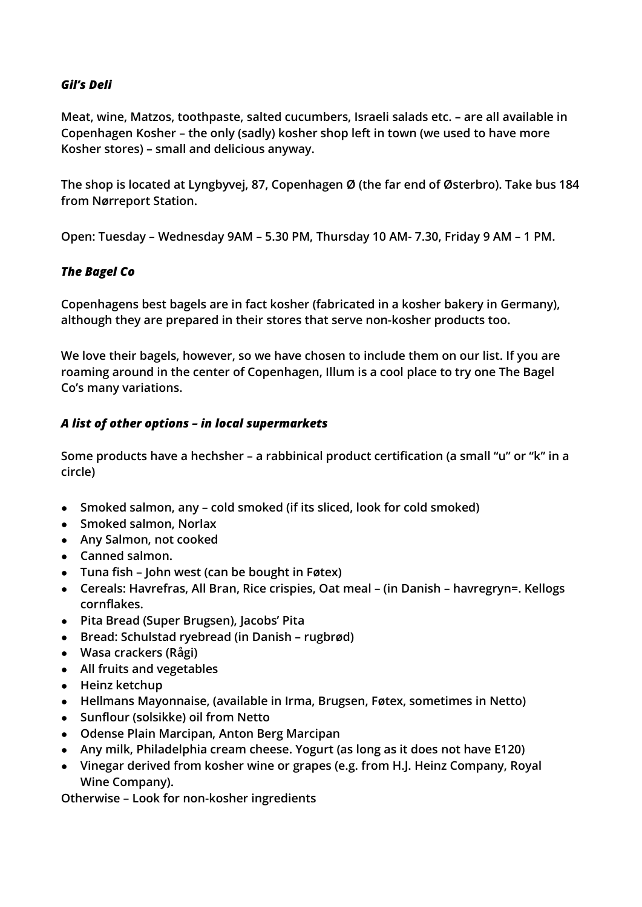***Gil's Deli***

**Meat, wine, Matzos, toothpaste, salted cucumbers, Israeli salads etc. – are all available in Copenhagen Kosher – the only (sadly) kosher shop left in town (we used to have more Kosher stores) – small and delicious anyway.**

**The shop is located at Lyngbyvej, 87, Copenhagen Ø (the far end of Østerbro). Take bus 184 from Nørreport Station.**

**Open: Tuesday – Wednesday 9AM – 5.30 PM, Thursday 10 AM- 7.30, Friday 9 AM – 1 PM.**

***The Bagel Co***

**Copenhagens best bagels are in fact kosher (fabricated in a kosher bakery in Germany), although they are prepared in their stores that serve non-kosher products too.**

**We love their bagels, however, so we have chosen to include them on our list. If you are roaming around in the center of Copenhagen, Illum is a cool place to try one The Bagel Co's many variations.**

***A list of other options – in local supermarkets***

**Some products have a hechsher – a rabbinical product certification (a small "u" or "k" in a circle)**

- **Smoked salmon, any – cold smoked (if its sliced, look for cold smoked)**
- **Smoked salmon, Norlax**
- **Any Salmon, not cooked**
- **Canned salmon.**
- **Tuna fish – John west (can be bought in Føtex)**
- **Cereals: Havrefras, All Bran, Rice crispies, Oat meal – (in Danish – havregryn=. Kellogs cornflakes.**
- **Pita Bread (Super Brugsen), Jacobs' Pita**
- **Bread: Schulstad ryebread (in Danish – rugbrød)**
- **Wasa crackers (Rågi)**
- **All fruits and vegetables**
- **Heinz ketchup**
- **Hellmans Mayonnaise, (available in Irma, Brugsen, Føtex, sometimes in Netto)**
- **Sunflour (solsikke) oil from Netto**
- **Odense Plain Marcipan, Anton Berg Marcipan**
- **Any milk, Philadelphia cream cheese. Yogurt (as long as it does not have E120)**
- **Vinegar derived from kosher wine or grapes (e.g. from H.J. Heinz Company, Royal Wine Company).**

**Otherwise – Look for non-kosher ingredients**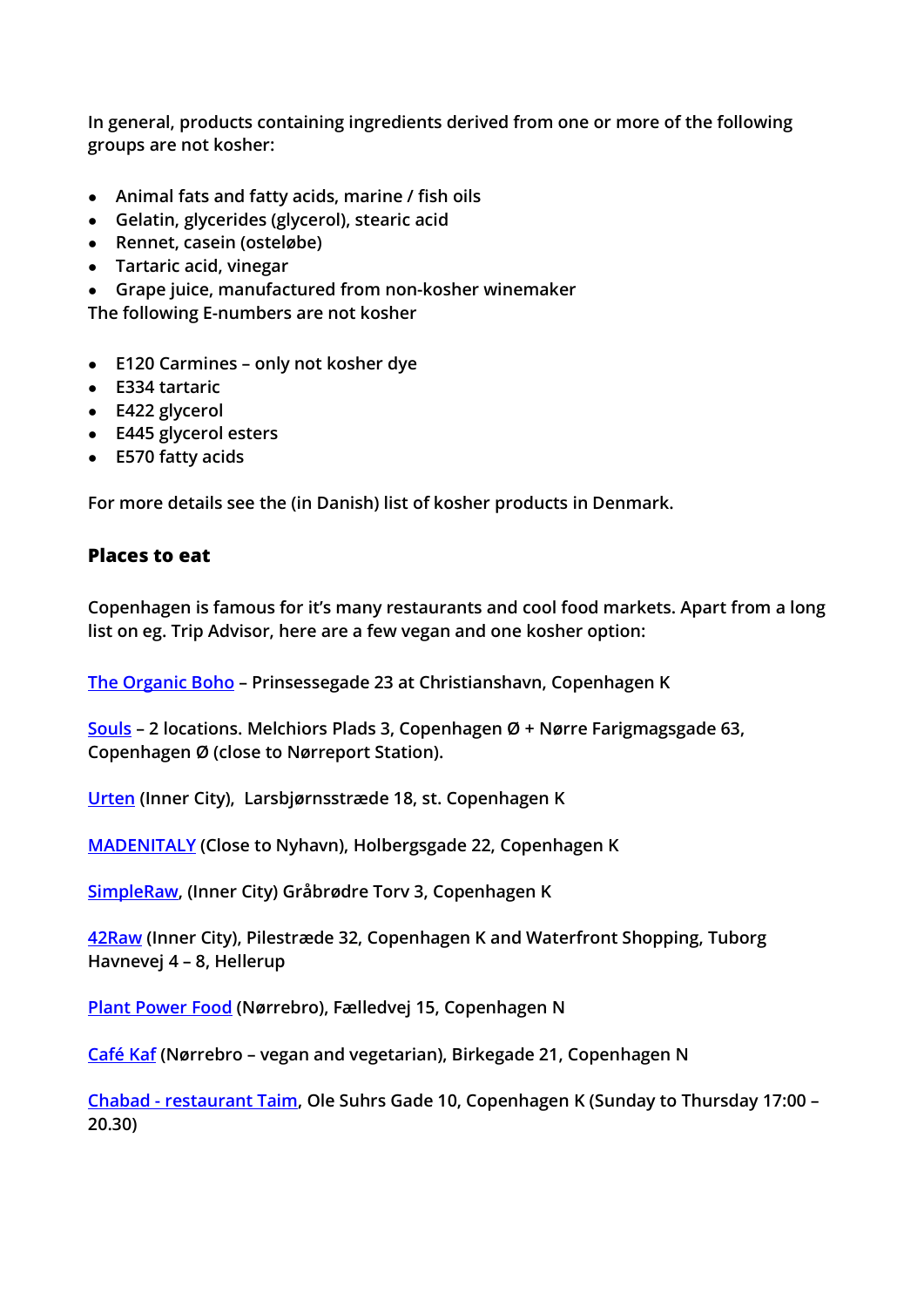In general, products containing ingredients derived from one or more of the following groups are not kosher:

- Animal fats and fatty acids, marine / fish oils
- Gelatin, glycerides (glycerol), stearic acid
- Rennet, casein (osteløbe)
- Tartaric acid, vinegar
- Grape juice, manufactured from non-kosher winemaker

The following E-numbers are not kosher

- E120 Carmines – only not kosher dye
- E334 tartaric
- E422 glycerol
- E445 glycerol esters
- E570 fatty acids

For more details see the (in Danish) list of kosher products in Denmark.

## Places to eat

Copenhagen is famous for it's many restaurants and cool food markets. Apart from a long list on eg. Trip Advisor, here are a few vegan and one kosher option:

The Organic Boho – Prinsessegade 23 at Christianshavn, Copenhagen K

Souls – 2 locations. Melchiors Plads 3, Copenhagen Ø + Nørre Farigmagsgade 63, Copenhagen Ø (close to Nørreport Station).

Urten (Inner City), Larsbjørnsstræde 18, st. Copenhagen K

MADENITALY (Close to Nyhavn), Holbergsgade 22, Copenhagen K

SimpleRaw, (Inner City) Gråbrødre Torv 3, Copenhagen K

42Raw (Inner City), Pilestræde 32, Copenhagen K and Waterfront Shopping, Tuborg Havnevej 4 – 8, Hellerup

Plant Power Food (Nørrebro), Fælledvej 15, Copenhagen N

Café Kaf (Nørrebro – vegan and vegetarian), Birkegade 21, Copenhagen N

Chabad - restaurant Taim, Ole Suhrs Gade 10, Copenhagen K (Sunday to Thursday 17:00 – 20.30)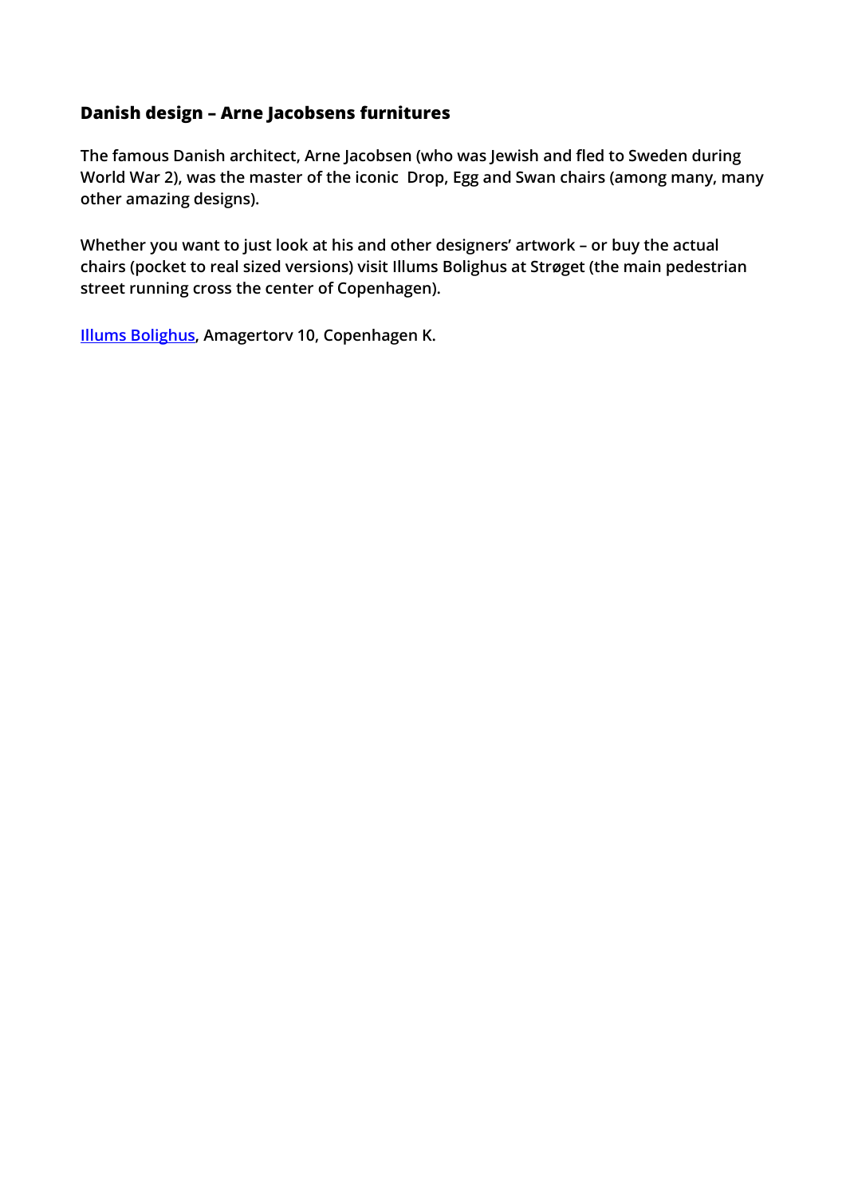## Danish design – Arne Jacobsens furnitures

**The famous Danish architect, Arne Jacobsen (who was Jewish and fled to Sweden during World War 2), was the master of the iconic Drop, Egg and Swan chairs (among many, many other amazing designs).**

**Whether you want to just look at his and other designers' artwork – or buy the actual chairs (pocket to real sized versions) visit Illums Bolighus at Strøget (the main pedestrian street running cross the center of Copenhagen).**

**Illums Bolighus, Amagertorv 10, Copenhagen K.**